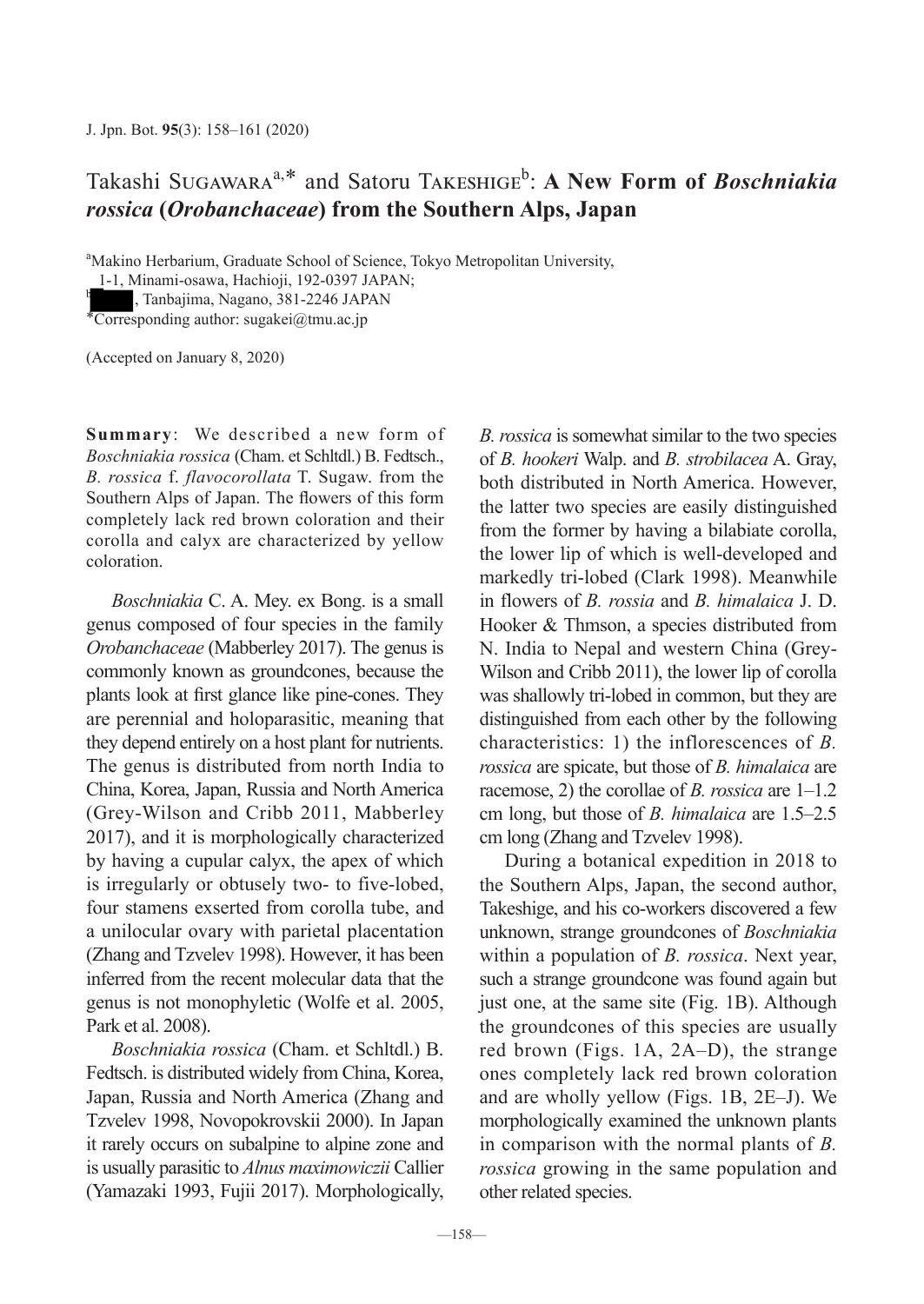Takashi Sugawara[a,*] and Satoru Takeshige[b]: **A New Form of *Boschniakia rossica* (*Orobanchaceae*) from the Southern Alps, Japan**

[a]Makino Herbarium, Graduate School of Science, Tokyo Metropolitan University, 1-1, Minami-osawa, Hachioji, 192-0397 JAPAN;
[b] , Tanbajima, Nagano, 381-2246 JAPAN
*Corresponding author: sugakei@tmu.ac.jp

(Accepted on January 8, 2020)

**Summary**: We described a new form of *Boschniakia rossica* (Cham. et Schltdl.) B. Fedtsch., *B. rossica* f. *flavocorollata* T. Sugaw. from the Southern Alps of Japan. The flowers of this form completely lack red brown coloration and their corolla and calyx are characterized by yellow coloration.

*Boschniakia* C. A. Mey. ex Bong. is a small genus composed of four species in the family *Orobanchaceae* (Mabberley 2017). The genus is commonly known as groundcones, because the plants look at first glance like pine-cones. They are perennial and holoparasitic, meaning that they depend entirely on a host plant for nutrients. The genus is distributed from north India to China, Korea, Japan, Russia and North America (Grey-Wilson and Cribb 2011, Mabberley 2017), and it is morphologically characterized by having a cupular calyx, the apex of which is irregularly or obtusely two- to five-lobed, four stamens exserted from corolla tube, and a unilocular ovary with parietal placentation (Zhang and Tzvelev 1998). However, it has been inferred from the recent molecular data that the genus is not monophyletic (Wolfe et al. 2005, Park et al. 2008).

*Boschniakia rossica* (Cham. et Schltdl.) B. Fedtsch. is distributed widely from China, Korea, Japan, Russia and North America (Zhang and Tzvelev 1998, Novopokrovskii 2000). In Japan it rarely occurs on subalpine to alpine zone and is usually parasitic to *Alnus maximowiczii* Callier (Yamazaki 1993, Fujii 2017). Morphologically, *B. rossica* is somewhat similar to the two species of *B. hookeri* Walp. and *B. strobilacea* A. Gray, both distributed in North America. However, the latter two species are easily distinguished from the former by having a bilabiate corolla, the lower lip of which is well-developed and markedly tri-lobed (Clark 1998). Meanwhile in flowers of *B. rossia* and *B. himalaica* J. D. Hooker & Thmson, a species distributed from N. India to Nepal and western China (Grey-Wilson and Cribb 2011), the lower lip of corolla was shallowly tri-lobed in common, but they are distinguished from each other by the following characteristics: 1) the inflorescences of *B. rossica* are spicate, but those of *B. himalaica* are racemose, 2) the corollae of *B. rossica* are 1–1.2 cm long, but those of *B. himalaica* are 1.5–2.5 cm long (Zhang and Tzvelev 1998).

During a botanical expedition in 2018 to the Southern Alps, Japan, the second author, Takeshige, and his co-workers discovered a few unknown, strange groundcones of *Boschniakia* within a population of *B. rossica*. Next year, such a strange groundcone was found again but just one, at the same site (Fig. 1B). Although the groundcones of this species are usually red brown (Figs. 1A, 2A–D), the strange ones completely lack red brown coloration and are wholly yellow (Figs. 1B, 2E–J). We morphologically examined the unknown plants in comparison with the normal plants of *B. rossica* growing in the same population and other related species.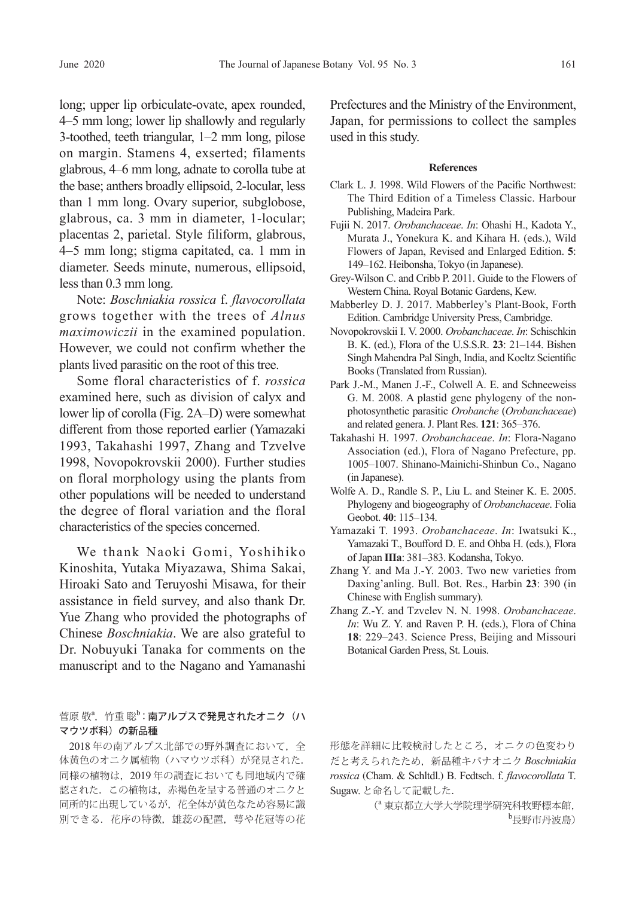long; upper lip orbiculate-ovate, apex rounded, 4–5 mm long; lower lip shallowly and regularly 3-toothed, teeth triangular, 1–2 mm long, pilose on margin. Stamens 4, exserted; filaments glabrous, 4–6 mm long, adnate to corolla tube at the base; anthers broadly ellipsoid, 2-locular, less than 1 mm long. Ovary superior, subglobose, glabrous, ca. 3 mm in diameter, 1-locular; placentas 2, parietal. Style filiform, glabrous, 4–5 mm long; stigma capitated, ca. 1 mm in diameter. Seeds minute, numerous, ellipsoid, less than 0.3 mm long.

Note: *Boschniakia rossica* f. *flavocorollata* grows together with the trees of *Alnus maximowiczii* in the examined population. However, we could not confirm whether the plants lived parasitic on the root of this tree.

Some floral characteristics of f. *rossica* examined here, such as division of calyx and lower lip of corolla (Fig. 2A–D) were somewhat different from those reported earlier (Yamazaki 1993, Takahashi 1997, Zhang and Tzvelve 1998, Novopokrovskii 2000). Further studies on floral morphology using the plants from other populations will be needed to understand the degree of floral variation and the floral characteristics of the species concerned.

We thank Naoki Gomi, Yoshihiko Kinoshita, Yutaka Miyazawa, Shima Sakai, Hiroaki Sato and Teruyoshi Misawa, for their assistance in field survey, and also thank Dr. Yue Zhang who provided the photographs of Chinese *Boschniakia*. We are also grateful to Dr. Nobuyuki Tanaka for comments on the manuscript and to the Nagano and Yamanashi Prefectures and the Ministry of the Environment, Japan, for permissions to collect the samples used in this study.

## References

Clark L. J. 1998. Wild Flowers of the Pacific Northwest: The Third Edition of a Timeless Classic. Harbour Publishing, Madeira Park.

Fujii N. 2017. *Orobanchaceae*. *In*: Ohashi H., Kadota Y., Murata J., Yonekura K. and Kihara H. (eds.), Wild Flowers of Japan, Revised and Enlarged Edition. **5**: 149–162. Heibonsha, Tokyo (in Japanese).

Grey-Wilson C. and Cribb P. 2011. Guide to the Flowers of Western China. Royal Botanic Gardens, Kew.

Mabberley D. J. 2017. Mabberley's Plant-Book, Forth Edition. Cambridge University Press, Cambridge.

Novopokrovskii I. V. 2000. *Orobanchaceae*. *In*: Schischkin B. K. (ed.), Flora of the U.S.S.R. **23**: 21–144. Bishen Singh Mahendra Pal Singh, India, and Koeltz Scientific Books (Translated from Russian).

Park J.-M., Manen J.-F., Colwell A. E. and Schneeweiss G. M. 2008. A plastid gene phylogeny of the non-photosynthetic parasitic *Orobanche* (*Orobanchaceae*) and related genera. J. Plant Res. **121**: 365–376.

Takahashi H. 1997. *Orobanchaceae*. *In*: Flora-Nagano Association (ed.), Flora of Nagano Prefecture, pp. 1005–1007. Shinano-Mainichi-Shinbun Co., Nagano (in Japanese).

Wolfe A. D., Randle S. P., Liu L. and Steiner K. E. 2005. Phylogeny and biogeography of *Orobanchaceae*. Folia Geobot. **40**: 115–134.

Yamazaki T. 1993. *Orobanchaceae*. *In*: Iwatsuki K., Yamazaki T., Boufford D. E. and Ohba H. (eds.), Flora of Japan **IIIa**: 381–383. Kodansha, Tokyo.

Zhang Y. and Ma J.-Y. 2003. Two new varieties from Daxing'anling. Bull. Bot. Res., Harbin **23**: 390 (in Chinese with English summary).

Zhang Z.-Y. and Tzvelev N. N. 1998. *Orobanchaceae*. *In*: Wu Z. Y. and Raven P. H. (eds.), Flora of China **18**: 229–243. Science Press, Beijing and Missouri Botanical Garden Press, St. Louis.

菅原 敬[a]，竹重 聡[b]：**南アルプスで発見されたオニク（ハマウツボ科）の新品種**

2018 年の南アルプス北部での野外調査において，全体黄色のオニク属植物（ハマウツボ科）が発見された．同様の植物は，2019 年の調査においても同地域内で確認された．この植物は，赤褐色を呈する普通のオニクと同所的に出現しているが，花全体が黄色なため容易に識別できる．花序の特徴，雄蕊の配置，萼や花冠等の花形態を詳細に比較検討したところ，オニクの色変わりだと考えられたため，新品種キバナオニク *Boschniakia rossica* (Cham. & Schltdl.) B. Fedtsch. f. *flavocorollata* T. Sugaw. と命名して記載した．

（[a] 東京都立大学大学院理学研究科牧野標本館，[b]長野市丹波島）